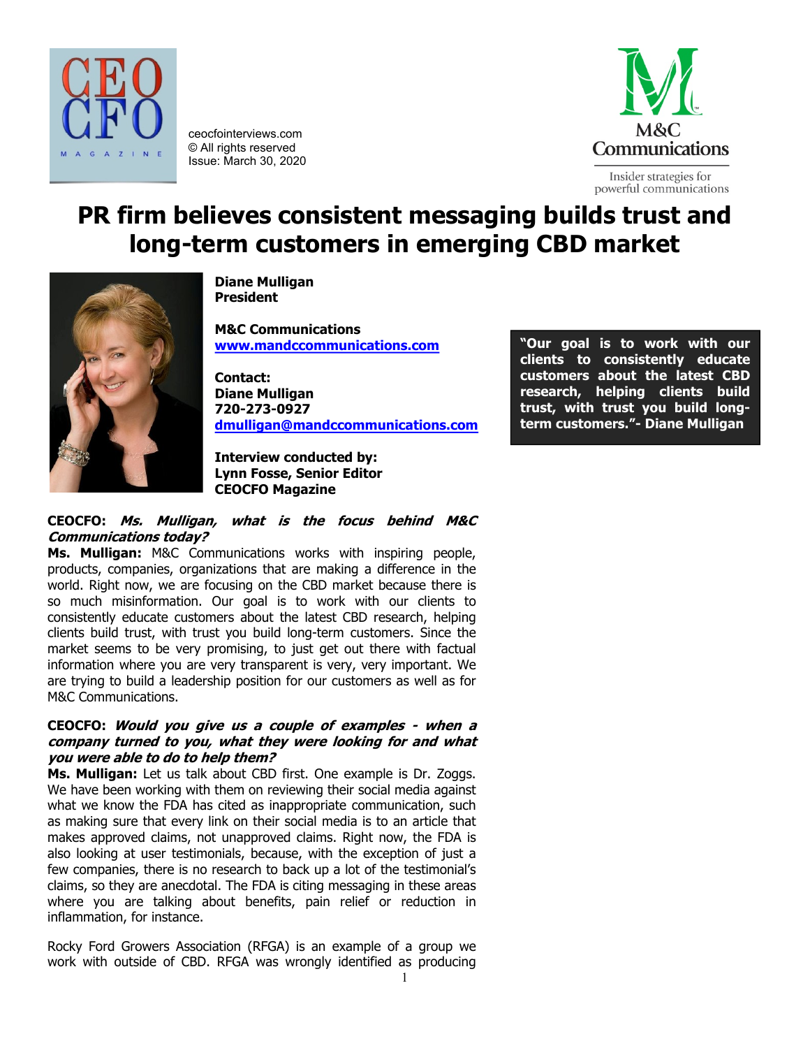ceocfointerviews.com
© All rights reserved
Issue: March 30, 2020

# PR firm believes consistent messaging builds trust and long-term customers in emerging CBD market

**Diane Mulligan**
**President**

**M&C Communications**
**www.mandccommunications.com**

**Contact:**
**Diane Mulligan**
**720-273-0927**
**dmulligan@mandccommunications.com**

**Interview conducted by:**
**Lynn Fosse, Senior Editor**
**CEOCFO Magazine**

> **"Our goal is to work with our clients to consistently educate customers about the latest CBD research, helping clients build trust, with trust you build long-term customers."- Diane Mulligan**

**CEOCFO: *Ms. Mulligan, what is the focus behind M&C Communications today?***
**Ms. Mulligan:** M&C Communications works with inspiring people, products, companies, organizations that are making a difference in the world. Right now, we are focusing on the CBD market because there is so much misinformation. Our goal is to work with our clients to consistently educate customers about the latest CBD research, helping clients build trust, with trust you build long-term customers. Since the market seems to be very promising, to just get out there with factual information where you are very transparent is very, very important. We are trying to build a leadership position for our customers as well as for M&C Communications.

**CEOCFO: *Would you give us a couple of examples - when a company turned to you, what they were looking for and what you were able to do to help them?***
**Ms. Mulligan:** Let us talk about CBD first. One example is Dr. Zoggs. We have been working with them on reviewing their social media against what we know the FDA has cited as inappropriate communication, such as making sure that every link on their social media is to an article that makes approved claims, not unapproved claims. Right now, the FDA is also looking at user testimonials, because, with the exception of just a few companies, there is no research to back up a lot of the testimonial's claims, so they are anecdotal. The FDA is citing messaging in these areas where you are talking about benefits, pain relief or reduction in inflammation, for instance.

Rocky Ford Growers Association (RFGA) is an example of a group we work with outside of CBD. RFGA was wrongly identified as producing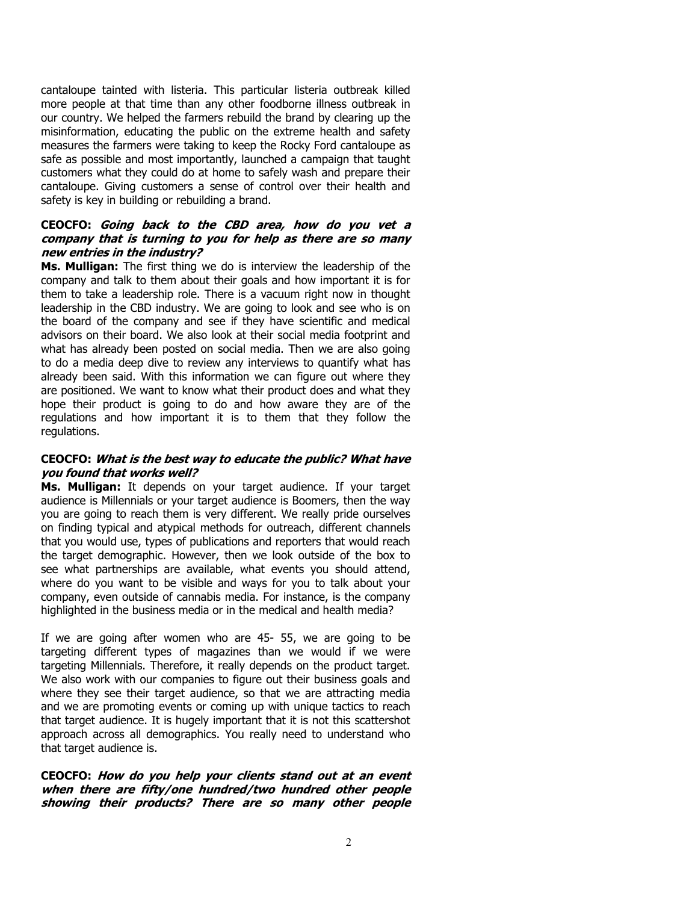cantaloupe tainted with listeria. This particular listeria outbreak killed more people at that time than any other foodborne illness outbreak in our country. We helped the farmers rebuild the brand by clearing up the misinformation, educating the public on the extreme health and safety measures the farmers were taking to keep the Rocky Ford cantaloupe as safe as possible and most importantly, launched a campaign that taught customers what they could do at home to safely wash and prepare their cantaloupe. Giving customers a sense of control over their health and safety is key in building or rebuilding a brand.

**CEOCFO:** ***Going back to the CBD area, how do you vet a company that is turning to you for help as there are so many new entries in the industry?***

**Ms. Mulligan:** The first thing we do is interview the leadership of the company and talk to them about their goals and how important it is for them to take a leadership role. There is a vacuum right now in thought leadership in the CBD industry. We are going to look and see who is on the board of the company and see if they have scientific and medical advisors on their board. We also look at their social media footprint and what has already been posted on social media. Then we are also going to do a media deep dive to review any interviews to quantify what has already been said. With this information we can figure out where they are positioned. We want to know what their product does and what they hope their product is going to do and how aware they are of the regulations and how important it is to them that they follow the regulations.

**CEOCFO:** ***What is the best way to educate the public? What have you found that works well?***

**Ms. Mulligan:** It depends on your target audience. If your target audience is Millennials or your target audience is Boomers, then the way you are going to reach them is very different. We really pride ourselves on finding typical and atypical methods for outreach, different channels that you would use, types of publications and reporters that would reach the target demographic. However, then we look outside of the box to see what partnerships are available, what events you should attend, where do you want to be visible and ways for you to talk about your company, even outside of cannabis media. For instance, is the company highlighted in the business media or in the medical and health media?

If we are going after women who are 45- 55, we are going to be targeting different types of magazines than we would if we were targeting Millennials. Therefore, it really depends on the product target. We also work with our companies to figure out their business goals and where they see their target audience, so that we are attracting media and we are promoting events or coming up with unique tactics to reach that target audience. It is hugely important that it is not this scattershot approach across all demographics. You really need to understand who that target audience is.

**CEOCFO:** ***How do you help your clients stand out at an event when there are fifty/one hundred/two hundred other people showing their products? There are so many other people***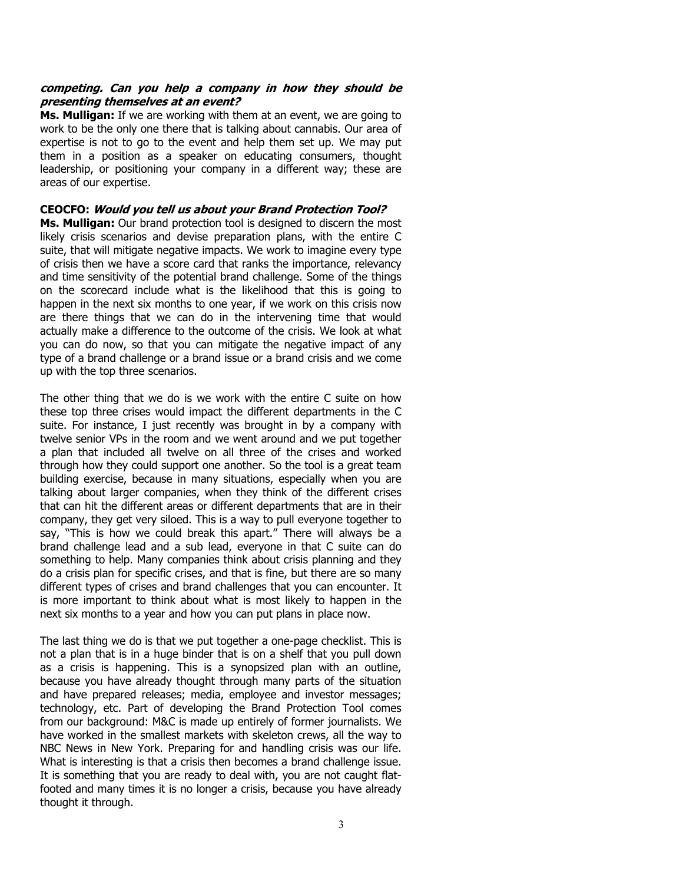***competing. Can you help a company in how they should be presenting themselves at an event?***

**Ms. Mulligan:** If we are working with them at an event, we are going to work to be the only one there that is talking about cannabis. Our area of expertise is not to go to the event and help them set up. We may put them in a position as a speaker on educating consumers, thought leadership, or positioning your company in a different way; these are areas of our expertise.

**CEOCFO: *Would you tell us about your Brand Protection Tool?***

**Ms. Mulligan:** Our brand protection tool is designed to discern the most likely crisis scenarios and devise preparation plans, with the entire C suite, that will mitigate negative impacts. We work to imagine every type of crisis then we have a score card that ranks the importance, relevancy and time sensitivity of the potential brand challenge. Some of the things on the scorecard include what is the likelihood that this is going to happen in the next six months to one year, if we work on this crisis now are there things that we can do in the intervening time that would actually make a difference to the outcome of the crisis. We look at what you can do now, so that you can mitigate the negative impact of any type of a brand challenge or a brand issue or a brand crisis and we come up with the top three scenarios.

The other thing that we do is we work with the entire C suite on how these top three crises would impact the different departments in the C suite. For instance, I just recently was brought in by a company with twelve senior VPs in the room and we went around and we put together a plan that included all twelve on all three of the crises and worked through how they could support one another. So the tool is a great team building exercise, because in many situations, especially when you are talking about larger companies, when they think of the different crises that can hit the different areas or different departments that are in their company, they get very siloed. This is a way to pull everyone together to say, "This is how we could break this apart." There will always be a brand challenge lead and a sub lead, everyone in that C suite can do something to help. Many companies think about crisis planning and they do a crisis plan for specific crises, and that is fine, but there are so many different types of crises and brand challenges that you can encounter. It is more important to think about what is most likely to happen in the next six months to a year and how you can put plans in place now.

The last thing we do is that we put together a one-page checklist. This is not a plan that is in a huge binder that is on a shelf that you pull down as a crisis is happening. This is a synopsized plan with an outline, because you have already thought through many parts of the situation and have prepared releases; media, employee and investor messages; technology, etc. Part of developing the Brand Protection Tool comes from our background: M&C is made up entirely of former journalists. We have worked in the smallest markets with skeleton crews, all the way to NBC News in New York. Preparing for and handling crisis was our life. What is interesting is that a crisis then becomes a brand challenge issue. It is something that you are ready to deal with, you are not caught flat-footed and many times it is no longer a crisis, because you have already thought it through.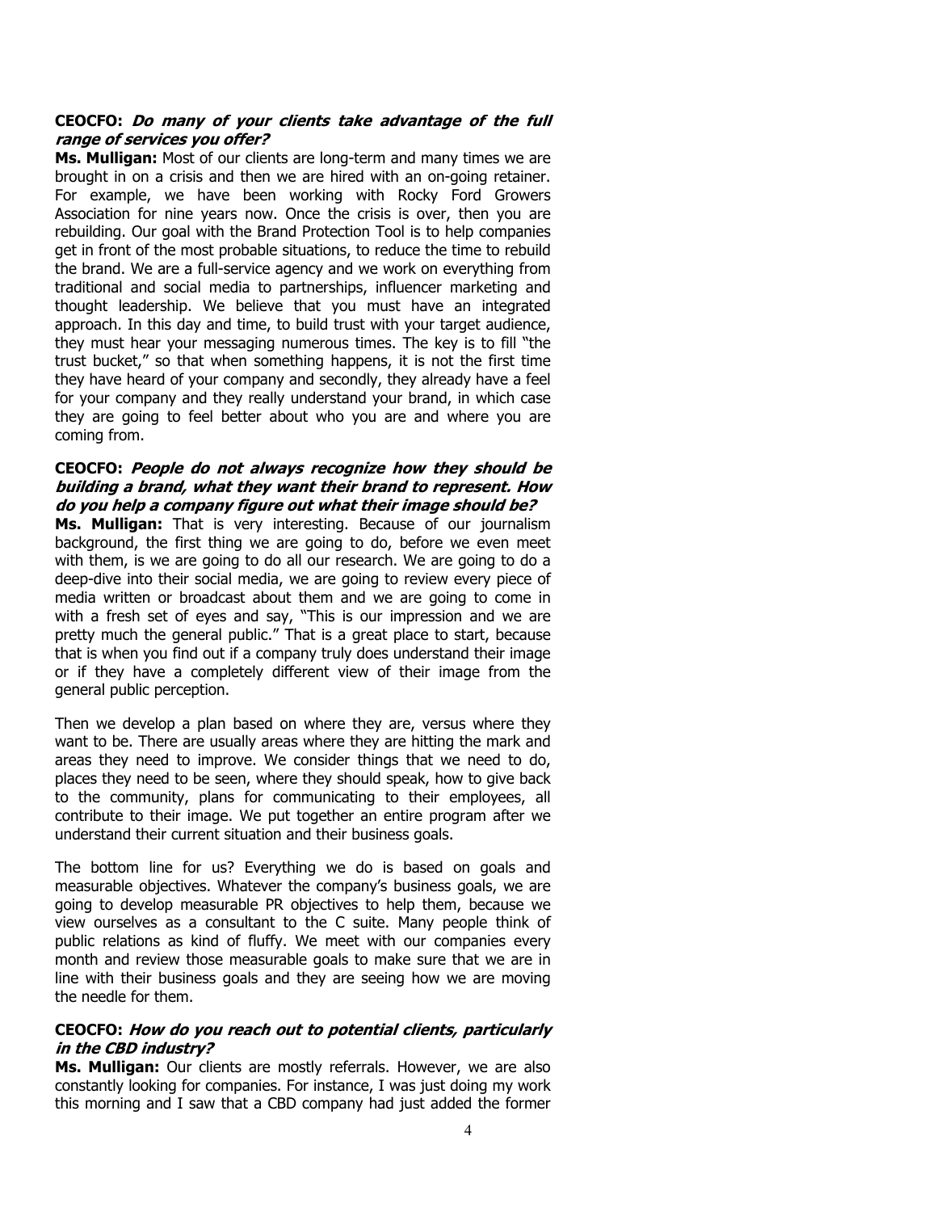**CEOCFO: *Do many of your clients take advantage of the full range of services you offer?***

**Ms. Mulligan:** Most of our clients are long-term and many times we are brought in on a crisis and then we are hired with an on-going retainer. For example, we have been working with Rocky Ford Growers Association for nine years now. Once the crisis is over, then you are rebuilding. Our goal with the Brand Protection Tool is to help companies get in front of the most probable situations, to reduce the time to rebuild the brand. We are a full-service agency and we work on everything from traditional and social media to partnerships, influencer marketing and thought leadership. We believe that you must have an integrated approach. In this day and time, to build trust with your target audience, they must hear your messaging numerous times. The key is to fill "the trust bucket," so that when something happens, it is not the first time they have heard of your company and secondly, they already have a feel for your company and they really understand your brand, in which case they are going to feel better about who you are and where you are coming from.

**CEOCFO: *People do not always recognize how they should be building a brand, what they want their brand to represent. How do you help a company figure out what their image should be?***

**Ms. Mulligan:** That is very interesting. Because of our journalism background, the first thing we are going to do, before we even meet with them, is we are going to do all our research. We are going to do a deep-dive into their social media, we are going to review every piece of media written or broadcast about them and we are going to come in with a fresh set of eyes and say, "This is our impression and we are pretty much the general public." That is a great place to start, because that is when you find out if a company truly does understand their image or if they have a completely different view of their image from the general public perception.

Then we develop a plan based on where they are, versus where they want to be. There are usually areas where they are hitting the mark and areas they need to improve. We consider things that we need to do, places they need to be seen, where they should speak, how to give back to the community, plans for communicating to their employees, all contribute to their image. We put together an entire program after we understand their current situation and their business goals.

The bottom line for us? Everything we do is based on goals and measurable objectives. Whatever the company's business goals, we are going to develop measurable PR objectives to help them, because we view ourselves as a consultant to the C suite. Many people think of public relations as kind of fluffy. We meet with our companies every month and review those measurable goals to make sure that we are in line with their business goals and they are seeing how we are moving the needle for them.

**CEOCFO: *How do you reach out to potential clients, particularly in the CBD industry?***

**Ms. Mulligan:** Our clients are mostly referrals. However, we are also constantly looking for companies. For instance, I was just doing my work this morning and I saw that a CBD company had just added the former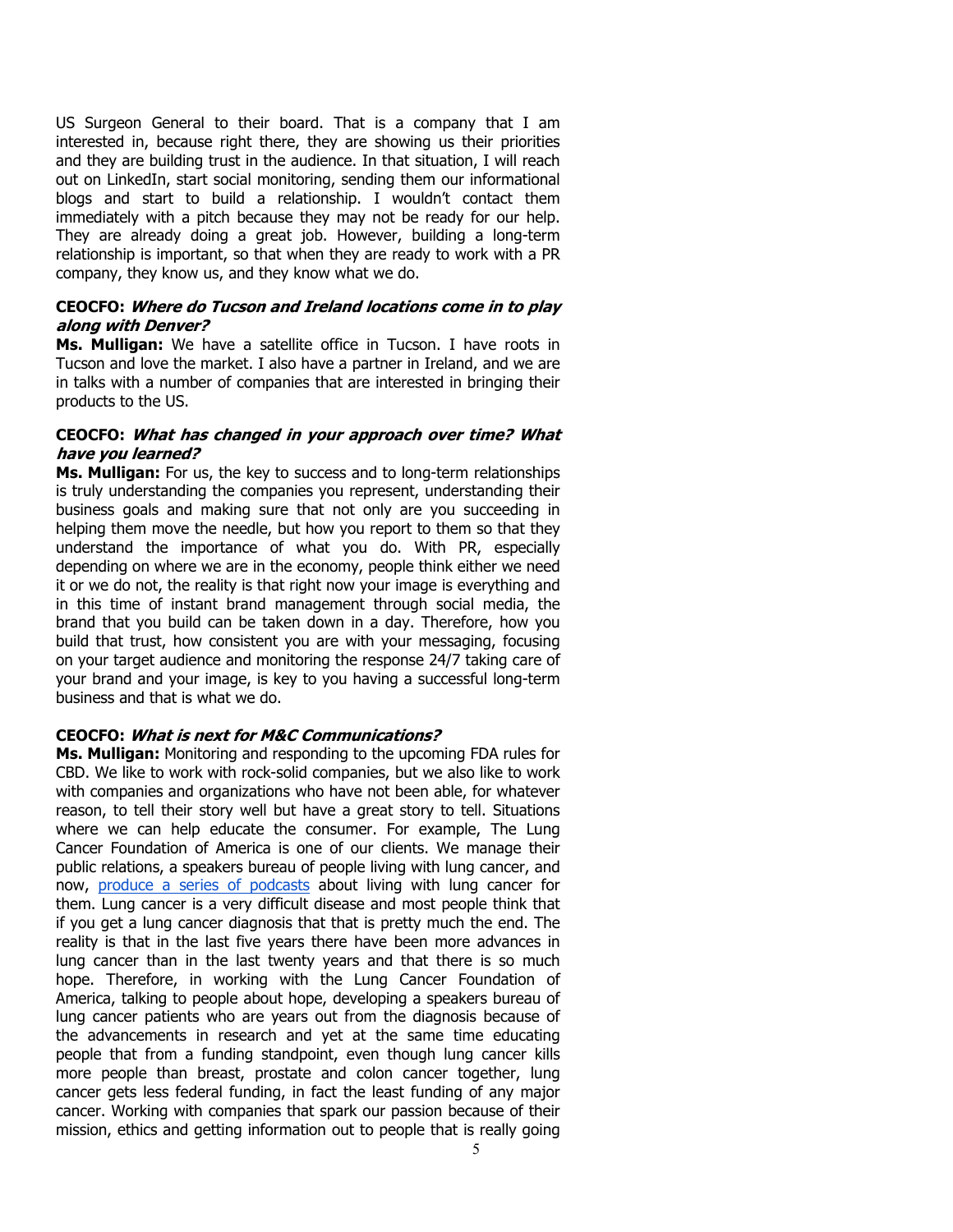US Surgeon General to their board. That is a company that I am interested in, because right there, they are showing us their priorities and they are building trust in the audience. In that situation, I will reach out on LinkedIn, start social monitoring, sending them our informational blogs and start to build a relationship. I wouldn't contact them immediately with a pitch because they may not be ready for our help. They are already doing a great job. However, building a long-term relationship is important, so that when they are ready to work with a PR company, they know us, and they know what we do.

**CEOCFO: *Where do Tucson and Ireland locations come in to play along with Denver?***
**Ms. Mulligan:** We have a satellite office in Tucson. I have roots in Tucson and love the market. I also have a partner in Ireland, and we are in talks with a number of companies that are interested in bringing their products to the US.

**CEOCFO: *What has changed in your approach over time? What have you learned?***
**Ms. Mulligan:** For us, the key to success and to long-term relationships is truly understanding the companies you represent, understanding their business goals and making sure that not only are you succeeding in helping them move the needle, but how you report to them so that they understand the importance of what you do. With PR, especially depending on where we are in the economy, people think either we need it or we do not, the reality is that right now your image is everything and in this time of instant brand management through social media, the brand that you build can be taken down in a day. Therefore, how you build that trust, how consistent you are with your messaging, focusing on your target audience and monitoring the response 24/7 taking care of your brand and your image, is key to you having a successful long-term business and that is what we do.

**CEOCFO: *What is next for M&C Communications?***
**Ms. Mulligan:** Monitoring and responding to the upcoming FDA rules for CBD. We like to work with rock-solid companies, but we also like to work with companies and organizations who have not been able, for whatever reason, to tell their story well but have a great story to tell. Situations where we can help educate the consumer. For example, The Lung Cancer Foundation of America is one of our clients. We manage their public relations, a speakers bureau of people living with lung cancer, and now, produce a series of podcasts about living with lung cancer for them. Lung cancer is a very difficult disease and most people think that if you get a lung cancer diagnosis that that is pretty much the end. The reality is that in the last five years there have been more advances in lung cancer than in the last twenty years and that there is so much hope. Therefore, in working with the Lung Cancer Foundation of America, talking to people about hope, developing a speakers bureau of lung cancer patients who are years out from the diagnosis because of the advancements in research and yet at the same time educating people that from a funding standpoint, even though lung cancer kills more people than breast, prostate and colon cancer together, lung cancer gets less federal funding, in fact the least funding of any major cancer. Working with companies that spark our passion because of their mission, ethics and getting information out to people that is really going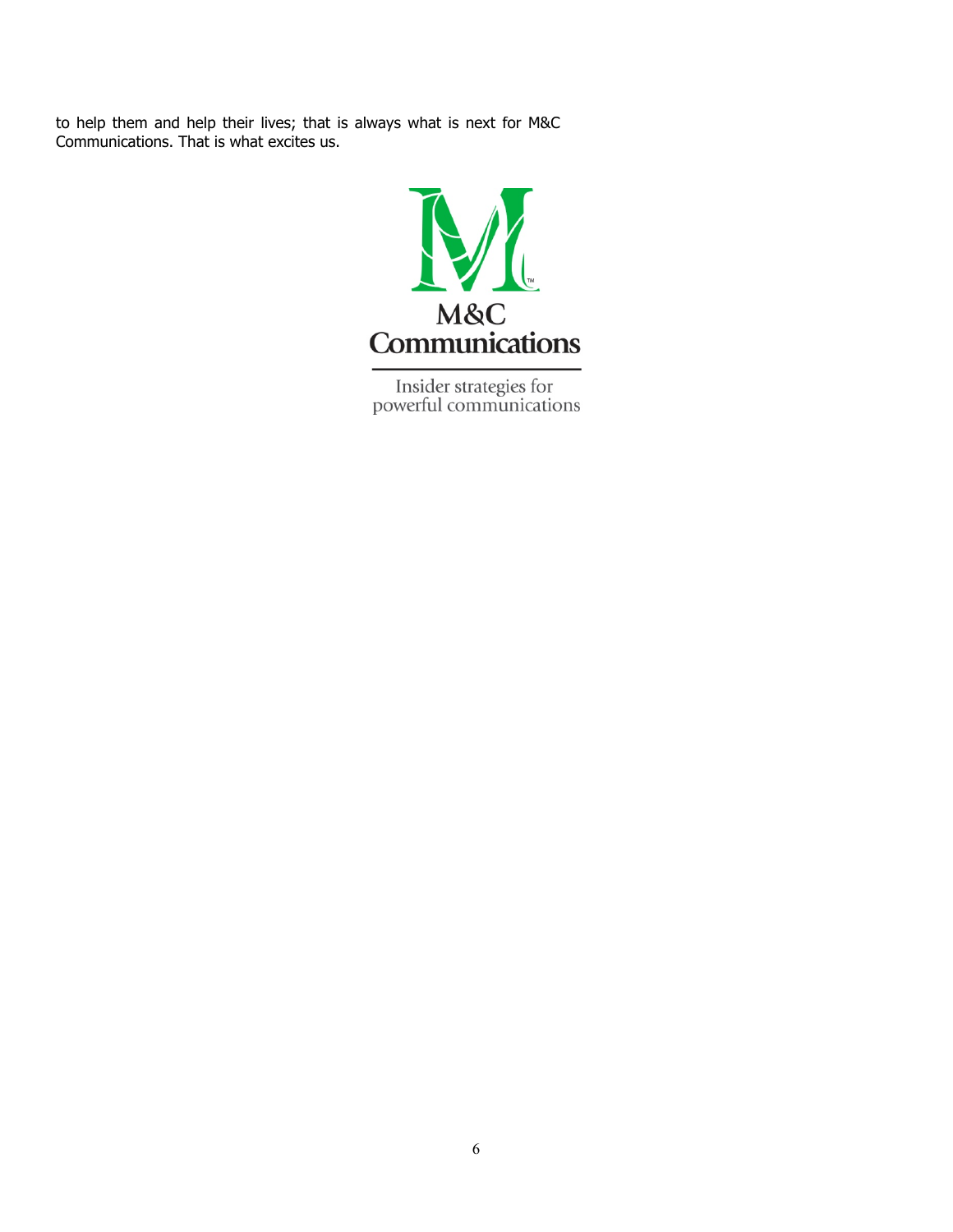to help them and help their lives; that is always what is next for M&C Communications. That is what excites us.

M&C
Communications

Insider strategies for
powerful communications